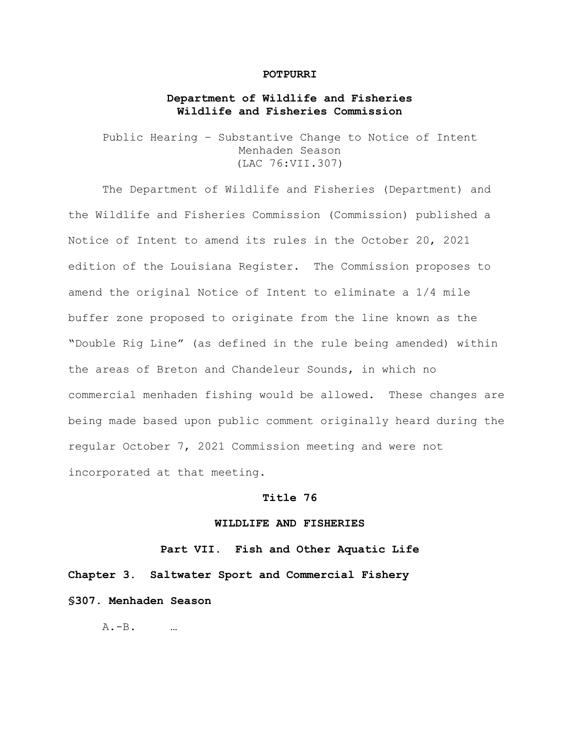**POTPURRI**

## Department of Wildlife and Fisheries
## Wildlife and Fisheries Commission

Public Hearing – Substantive Change to Notice of Intent
Menhaden Season
(LAC 76:VII.307)

The Department of Wildlife and Fisheries (Department) and the Wildlife and Fisheries Commission (Commission) published a Notice of Intent to amend its rules in the October 20, 2021 edition of the Louisiana Register. The Commission proposes to amend the original Notice of Intent to eliminate a 1/4 mile buffer zone proposed to originate from the line known as the "Double Rig Line" (as defined in the rule being amended) within the areas of Breton and Chandeleur Sounds, in which no commercial menhaden fishing would be allowed. These changes are being made based upon public comment originally heard during the regular October 7, 2021 Commission meeting and were not incorporated at that meeting.

**Title 76**

**WILDLIFE AND FISHERIES**

**Part VII. Fish and Other Aquatic Life**

**Chapter 3. Saltwater Sport and Commercial Fishery**

**§307. Menhaden Season**

A.-B. …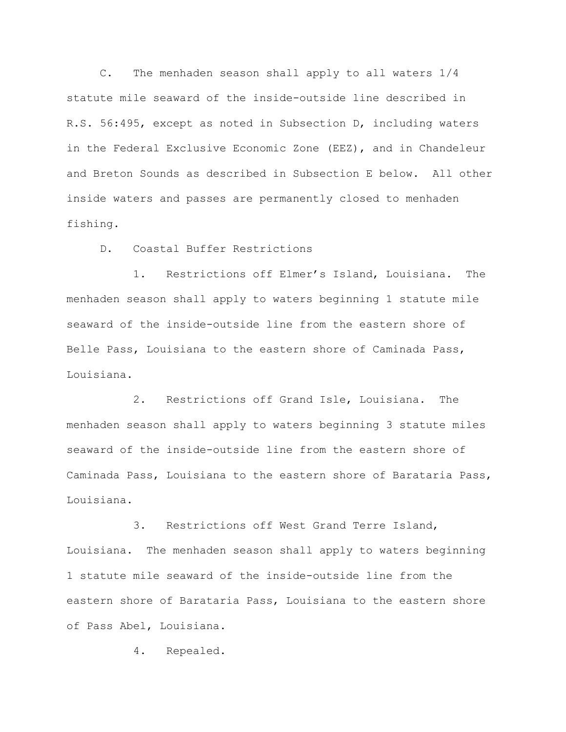C. The menhaden season shall apply to all waters 1/4 statute mile seaward of the inside-outside line described in R.S. 56:495, except as noted in Subsection D, including waters in the Federal Exclusive Economic Zone (EEZ), and in Chandeleur and Breton Sounds as described in Subsection E below. All other inside waters and passes are permanently closed to menhaden fishing.

D. Coastal Buffer Restrictions

1. Restrictions off Elmer's Island, Louisiana. The menhaden season shall apply to waters beginning 1 statute mile seaward of the inside-outside line from the eastern shore of Belle Pass, Louisiana to the eastern shore of Caminada Pass, Louisiana.

2. Restrictions off Grand Isle, Louisiana. The menhaden season shall apply to waters beginning 3 statute miles seaward of the inside-outside line from the eastern shore of Caminada Pass, Louisiana to the eastern shore of Barataria Pass, Louisiana.

3. Restrictions off West Grand Terre Island, Louisiana. The menhaden season shall apply to waters beginning 1 statute mile seaward of the inside-outside line from the eastern shore of Barataria Pass, Louisiana to the eastern shore of Pass Abel, Louisiana.

4. Repealed.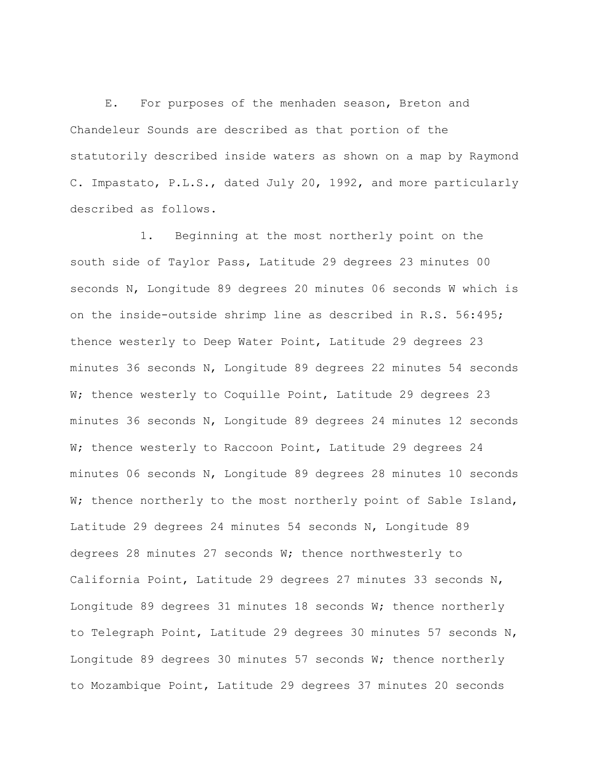E. For purposes of the menhaden season, Breton and Chandeleur Sounds are described as that portion of the statutorily described inside waters as shown on a map by Raymond C. Impastato, P.L.S., dated July 20, 1992, and more particularly described as follows.

1. Beginning at the most northerly point on the south side of Taylor Pass, Latitude 29 degrees 23 minutes 00 seconds N, Longitude 89 degrees 20 minutes 06 seconds W which is on the inside-outside shrimp line as described in R.S. 56:495; thence westerly to Deep Water Point, Latitude 29 degrees 23 minutes 36 seconds N, Longitude 89 degrees 22 minutes 54 seconds W; thence westerly to Coquille Point, Latitude 29 degrees 23 minutes 36 seconds N, Longitude 89 degrees 24 minutes 12 seconds W; thence westerly to Raccoon Point, Latitude 29 degrees 24 minutes 06 seconds N, Longitude 89 degrees 28 minutes 10 seconds W; thence northerly to the most northerly point of Sable Island, Latitude 29 degrees 24 minutes 54 seconds N, Longitude 89 degrees 28 minutes 27 seconds W; thence northwesterly to California Point, Latitude 29 degrees 27 minutes 33 seconds N, Longitude 89 degrees 31 minutes 18 seconds W; thence northerly to Telegraph Point, Latitude 29 degrees 30 minutes 57 seconds N, Longitude 89 degrees 30 minutes 57 seconds W; thence northerly to Mozambique Point, Latitude 29 degrees 37 minutes 20 seconds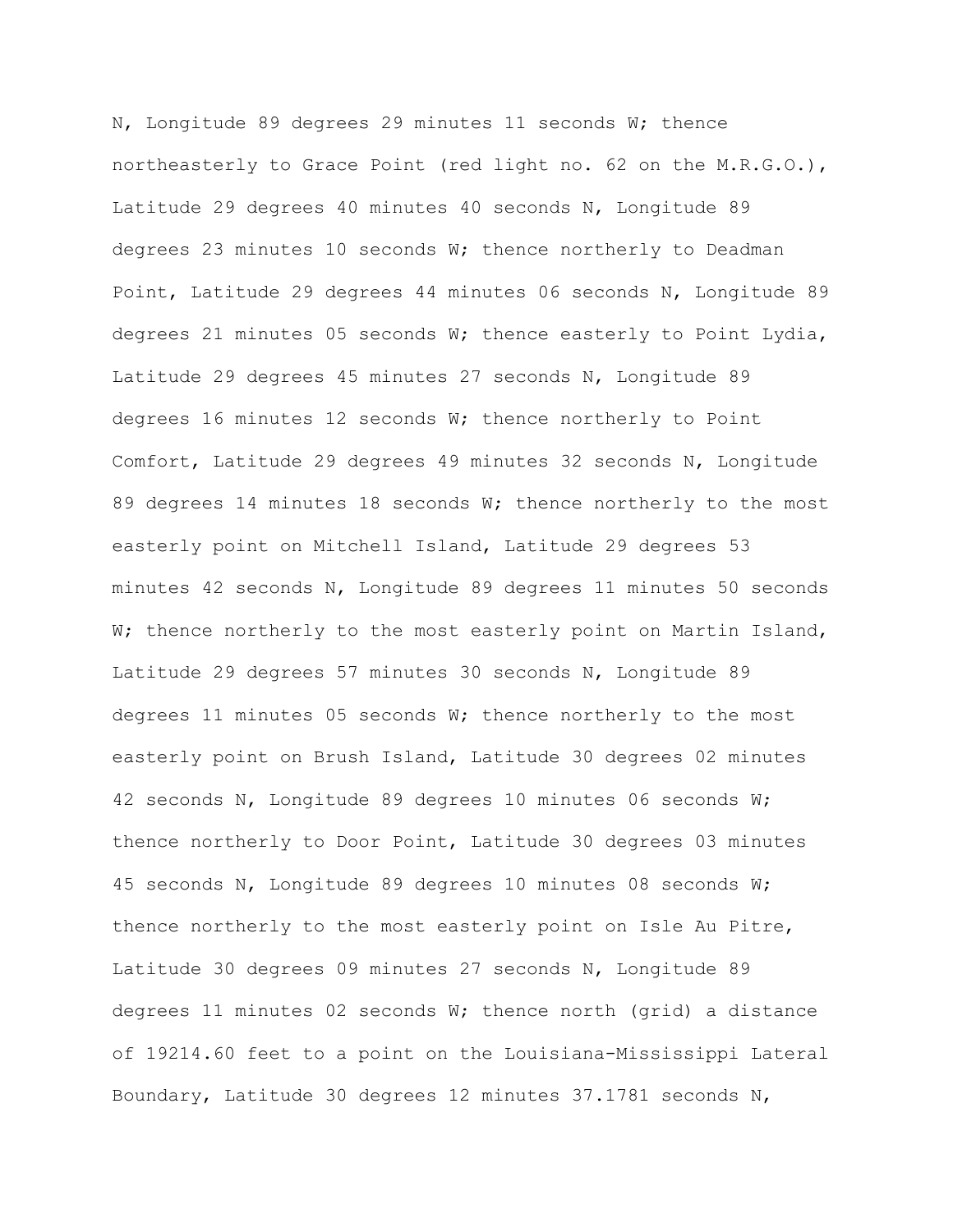N, Longitude 89 degrees 29 minutes 11 seconds W; thence northeasterly to Grace Point (red light no. 62 on the M.R.G.O.), Latitude 29 degrees 40 minutes 40 seconds N, Longitude 89 degrees 23 minutes 10 seconds W; thence northerly to Deadman Point, Latitude 29 degrees 44 minutes 06 seconds N, Longitude 89 degrees 21 minutes 05 seconds W; thence easterly to Point Lydia, Latitude 29 degrees 45 minutes 27 seconds N, Longitude 89 degrees 16 minutes 12 seconds W; thence northerly to Point Comfort, Latitude 29 degrees 49 minutes 32 seconds N, Longitude 89 degrees 14 minutes 18 seconds W; thence northerly to the most easterly point on Mitchell Island, Latitude 29 degrees 53 minutes 42 seconds N, Longitude 89 degrees 11 minutes 50 seconds W; thence northerly to the most easterly point on Martin Island, Latitude 29 degrees 57 minutes 30 seconds N, Longitude 89 degrees 11 minutes 05 seconds W; thence northerly to the most easterly point on Brush Island, Latitude 30 degrees 02 minutes 42 seconds N, Longitude 89 degrees 10 minutes 06 seconds W; thence northerly to Door Point, Latitude 30 degrees 03 minutes 45 seconds N, Longitude 89 degrees 10 minutes 08 seconds W; thence northerly to the most easterly point on Isle Au Pitre, Latitude 30 degrees 09 minutes 27 seconds N, Longitude 89 degrees 11 minutes 02 seconds W; thence north (grid) a distance of 19214.60 feet to a point on the Louisiana-Mississippi Lateral Boundary, Latitude 30 degrees 12 minutes 37.1781 seconds N,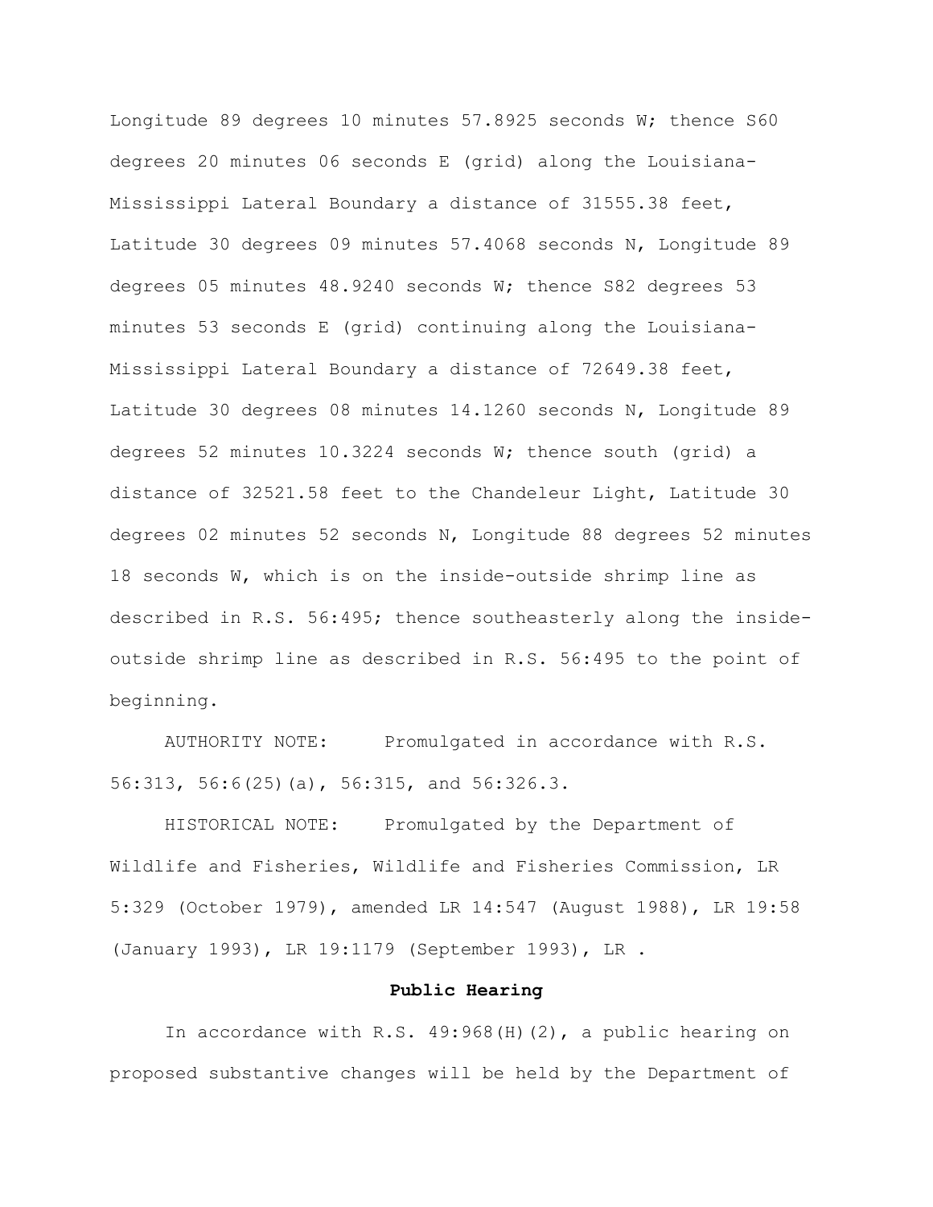Longitude 89 degrees 10 minutes 57.8925 seconds W; thence S60 degrees 20 minutes 06 seconds E (grid) along the Louisiana-Mississippi Lateral Boundary a distance of 31555.38 feet, Latitude 30 degrees 09 minutes 57.4068 seconds N, Longitude 89 degrees 05 minutes 48.9240 seconds W; thence S82 degrees 53 minutes 53 seconds E (grid) continuing along the Louisiana-Mississippi Lateral Boundary a distance of 72649.38 feet, Latitude 30 degrees 08 minutes 14.1260 seconds N, Longitude 89 degrees 52 minutes 10.3224 seconds W; thence south (grid) a distance of 32521.58 feet to the Chandeleur Light, Latitude 30 degrees 02 minutes 52 seconds N, Longitude 88 degrees 52 minutes 18 seconds W, which is on the inside-outside shrimp line as described in R.S. 56:495; thence southeasterly along the inside-outside shrimp line as described in R.S. 56:495 to the point of beginning.

AUTHORITY NOTE: Promulgated in accordance with R.S. 56:313, 56:6(25)(a), 56:315, and 56:326.3.

HISTORICAL NOTE: Promulgated by the Department of Wildlife and Fisheries, Wildlife and Fisheries Commission, LR 5:329 (October 1979), amended LR 14:547 (August 1988), LR 19:58 (January 1993), LR 19:1179 (September 1993), LR .

**Public Hearing**

In accordance with R.S. 49:968(H)(2), a public hearing on proposed substantive changes will be held by the Department of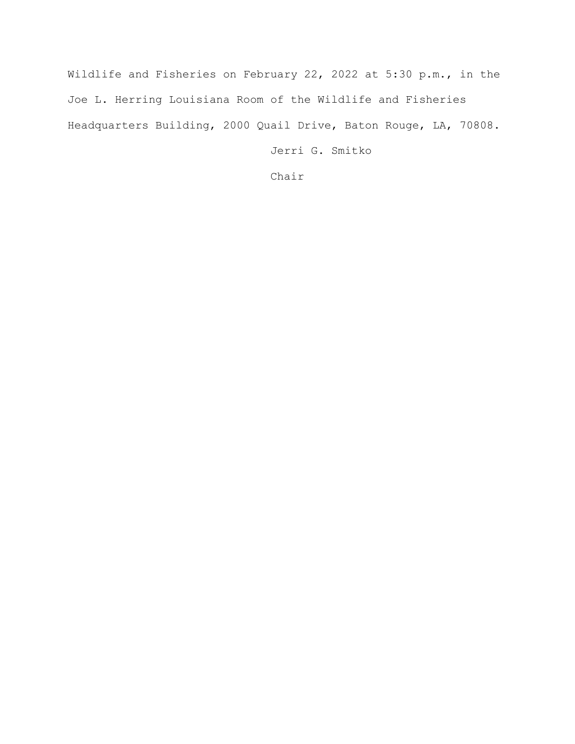Wildlife and Fisheries on February 22, 2022 at 5:30 p.m., in the Joe L. Herring Louisiana Room of the Wildlife and Fisheries Headquarters Building, 2000 Quail Drive, Baton Rouge, LA, 70808.

Jerri G. Smitko

Chair